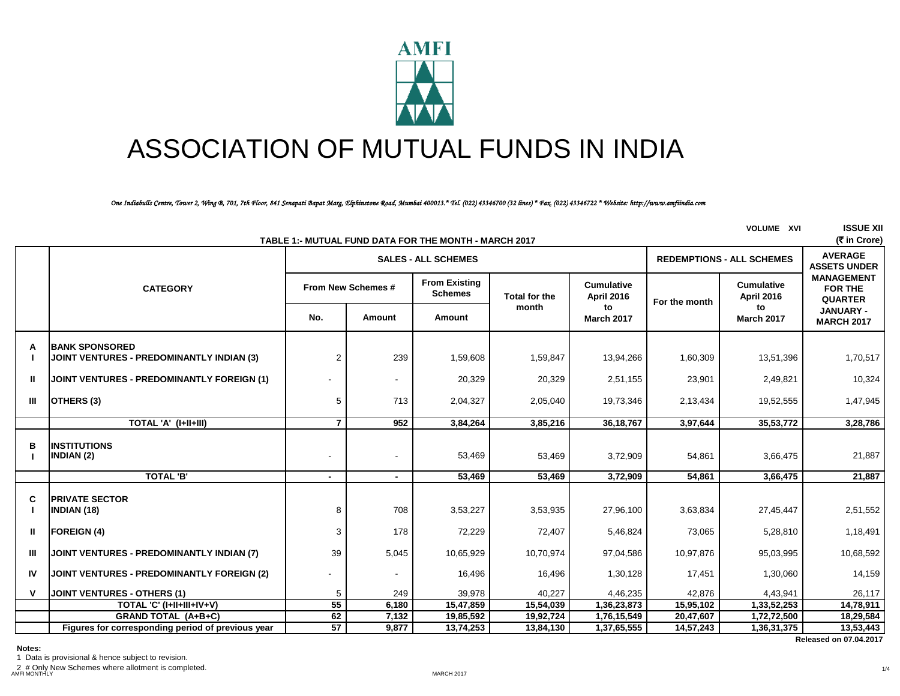AMFI

# ASSOCIATION OF MUTUAL FUNDS IN INDIA

*One Indiabulls Centre, Tower 2, Wing B, 701, 7th Floor, 841 Senapati Bapat Marg, Elphinstone Road, Mumbai 400013.* Tel. (022) 43346700 (32 lines) * Fax. (022) 43346722 * Website: http://www.amfiindia.com*

VOLUME XVI ISSUE XII

## TABLE 1:- MUTUAL FUND DATA FOR THE MONTH - MARCH 2017

(₹ in Crore)

| | CATEGORY | SALES - ALL SCHEMES | | | | | REDEMPTIONS - ALL SCHEMES | | AVERAGE ASSETS UNDER MANAGEMENT FOR THE QUARTER |
|---|---|---|---|---|---|---|---|---|---|
| | | From New Schemes # | | From Existing Schemes | Total for the month | Cumulative April 2016 to March 2017 | For the month | Cumulative April 2016 to March 2017 | JANUARY - MARCH 2017 |
| | | No. | Amount | Amount | | | | | |
| A | BANK SPONSORED | | | | | | | | |
| I | JOINT VENTURES - PREDOMINANTLY INDIAN (3) | 2 | 239 | 1,59,608 | 1,59,847 | 13,94,266 | 1,60,309 | 13,51,396 | 1,70,517 |
| II | JOINT VENTURES - PREDOMINANTLY FOREIGN (1) | - | - | 20,329 | 20,329 | 2,51,155 | 23,901 | 2,49,821 | 10,324 |
| III | OTHERS (3) | 5 | 713 | 2,04,327 | 2,05,040 | 19,73,346 | 2,13,434 | 19,52,555 | 1,47,945 |
| | **TOTAL 'A' (I+II+III)** | **7** | **952** | **3,84,264** | **3,85,216** | **36,18,767** | **3,97,644** | **35,53,772** | **3,28,786** |
| B | INSTITUTIONS | | | | | | | | |
| I | INDIAN (2) | - | - | 53,469 | 53,469 | 3,72,909 | 54,861 | 3,66,475 | 21,887 |
| | **TOTAL 'B'** | **-** | **-** | **53,469** | **53,469** | **3,72,909** | **54,861** | **3,66,475** | **21,887** |
| C | PRIVATE SECTOR | | | | | | | | |
| I | INDIAN (18) | 8 | 708 | 3,53,227 | 3,53,935 | 27,96,100 | 3,63,834 | 27,45,447 | 2,51,552 |
| II | FOREIGN (4) | 3 | 178 | 72,229 | 72,407 | 5,46,824 | 73,065 | 5,28,810 | 1,18,491 |
| III | JOINT VENTURES - PREDOMINANTLY INDIAN (7) | 39 | 5,045 | 10,65,929 | 10,70,974 | 97,04,586 | 10,97,876 | 95,03,995 | 10,68,592 |
| IV | JOINT VENTURES - PREDOMINANTLY FOREIGN (2) | - | - | 16,496 | 16,496 | 1,30,128 | 17,451 | 1,30,060 | 14,159 |
| V | JOINT VENTURES - OTHERS (1) | 5 | 249 | 39,978 | 40,227 | 4,46,235 | 42,876 | 4,43,941 | 26,117 |
| | **TOTAL 'C' (I+II+III+IV+V)** | **55** | **6,180** | **15,47,859** | **15,54,039** | **1,36,23,873** | **15,95,102** | **1,33,52,253** | **14,78,911** |
| | **GRAND TOTAL (A+B+C)** | **62** | **7,132** | **19,85,592** | **19,92,724** | **1,76,15,549** | **20,47,607** | **1,72,72,500** | **18,29,584** |
| | **Figures for corresponding period of previous year** | **57** | **9,877** | **13,74,253** | **13,84,130** | **1,37,65,555** | **14,57,243** | **1,36,31,375** | **13,53,443** |

**Released on 07.04.2017**

**Notes:**

1 Data is provisional & hence subject to revision.

2 # Only New Schemes where allotment is completed.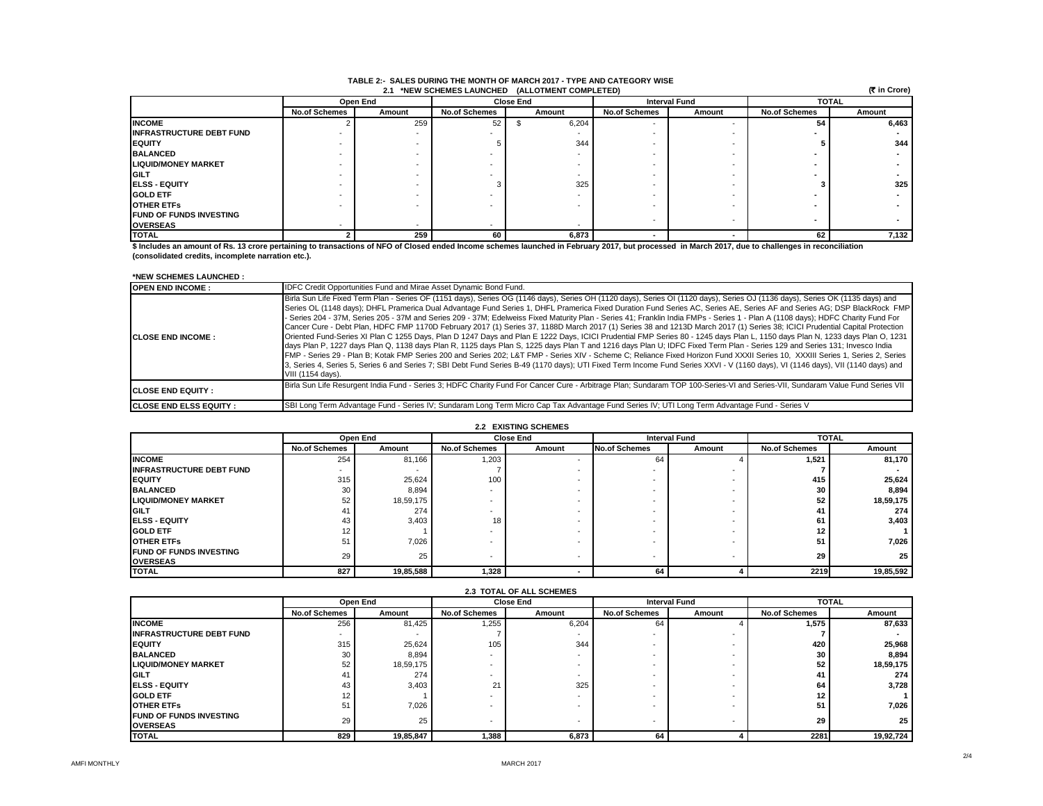# TABLE 2:- SALES DURING THE MONTH OF MARCH 2017 - TYPE AND CATEGORY WISE

## 2.1 *NEW SCHEMES LAUNCHED (ALLOTMENT COMPLETED)

(₹ in Crore)

| | Open End | | Close End | | Interval Fund | | TOTAL | |
|---|---|---|---|---|---|---|---|---|
| | No.of Schemes | Amount | No.of Schemes | Amount | No.of Schemes | Amount | No.of Schemes | Amount |
| **INCOME** | 2 | 259 | 52 | $ 6,204 | - | - | **54** | **6,463** |
| **INFRASTRUCTURE DEBT FUND** | - | - | - | - | - | - | **-** | **-** |
| **EQUITY** | - | - | 5 | 344 | - | - | **5** | **344** |
| **BALANCED** | - | - | - | - | - | - | **-** | **-** |
| **LIQUID/MONEY MARKET** | - | - | - | - | - | - | **-** | **-** |
| **GILT** | - | - | - | - | - | - | **-** | **-** |
| **ELSS - EQUITY** | - | - | 3 | 325 | - | - | **3** | **325** |
| **GOLD ETF** | - | - | - | - | - | - | **-** | **-** |
| **OTHER ETFs** | - | - | - | - | - | - | **-** | **-** |
| **FUND OF FUNDS INVESTING OVERSEAS** | - | - | - | - | - | - | **-** | **-** |
| **TOTAL** | **2** | **259** | **60** | **6,873** | **-** | **-** | **62** | **7,132** |

**$ Includes an amount of Rs. 13 crore pertaining to transactions of NFO of Closed ended Income schemes launched in February 2017, but processed in March 2017, due to challenges in reconciliation (consolidated credits, incomplete narration etc.).**

**\*NEW SCHEMES LAUNCHED :**

| | |
|---|---|
| **OPEN END INCOME :** | IDFC Credit Opportunities Fund and Mirae Asset Dynamic Bond Fund. |
| **CLOSE END INCOME :** | Birla Sun Life Fixed Term Plan - Series OF (1151 days), Series OG (1146 days), Series OH (1120 days), Series OI (1120 days), Series OJ (1136 days), Series OK (1135 days) and Series OL (1148 days); DHFL Pramerica Dual Advantage Fund Series 1, DHFL Pramerica Fixed Duration Fund Series AC, Series AE, Series AF and Series AG; DSP BlackRock FMP - Series 204 - 37M, Series 205 - 37M and Series 209 - 37M; Edelweiss Fixed Maturity Plan - Series 41; Franklin India FMPs - Series 1 - Plan A (1108 days); HDFC Charity Fund For Cancer Cure - Debt Plan, HDFC FMP 1170D February 2017 (1) Series 37, 1188D March 2017 (1) Series 38 and 1213D March 2017 (1) Series 38; ICICI Prudential Capital Protection Oriented Fund-Series XI Plan C 1255 Days, Plan D 1247 Days and Plan E 1222 Days, ICICI Prudential FMP Series 80 - 1245 days Plan L, 1150 days Plan N, 1233 days Plan O, 1231 days Plan P, 1227 days Plan Q, 1138 days Plan R, 1125 days Plan S, 1225 days Plan T and 1216 days Plan U; IDFC Fixed Term Plan - Series 129 and Series 131; Invesco India FMP - Series 29 - Plan B; Kotak FMP Series 200 and Series 202; L&T FMP - Series XIV - Scheme C; Reliance Fixed Horizon Fund XXXII Series 10, XXXIII Series 1, Series 2, Series 3, Series 4, Series 5, Series 6 and Series 7; SBI Debt Fund Series B-49 (1170 days); UTI Fixed Term Income Fund Series XXVI - V (1160 days), VI (1146 days), VII (1140 days) and VIII (1154 days). |
| **CLOSE END EQUITY :** | Birla Sun Life Resurgent India Fund - Series 3; HDFC Charity Fund For Cancer Cure - Arbitrage Plan; Sundaram TOP 100-Series-VI and Series-VII, Sundaram Value Fund Series VII |
| **CLOSE END ELSS EQUITY :** | SBI Long Term Advantage Fund - Series IV; Sundaram Long Term Micro Cap Tax Advantage Fund Series IV; UTI Long Term Advantage Fund - Series V |

## 2.2 EXISTING SCHEMES

| | Open End | | Close End | | Interval Fund | | TOTAL | |
|---|---|---|---|---|---|---|---|---|
| | No.of Schemes | Amount | No.of Schemes | Amount | No.of Schemes | Amount | No.of Schemes | Amount |
| **INCOME** | 254 | 81,166 | 1,203 | - | 64 | 4 | **1,521** | **81,170** |
| **INFRASTRUCTURE DEBT FUND** | - | - | 7 | - | - | - | **7** | **-** |
| **EQUITY** | 315 | 25,624 | 100 | - | - | - | **415** | **25,624** |
| **BALANCED** | 30 | 8,894 | - | - | - | - | **30** | **8,894** |
| **LIQUID/MONEY MARKET** | 52 | 18,59,175 | - | - | - | - | **52** | **18,59,175** |
| **GILT** | 41 | 274 | - | - | - | - | **41** | **274** |
| **ELSS - EQUITY** | 43 | 3,403 | 18 | - | - | - | **61** | **3,403** |
| **GOLD ETF** | 12 | 1 | - | - | - | - | **12** | **1** |
| **OTHER ETFs** | 51 | 7,026 | - | - | - | - | **51** | **7,026** |
| **FUND OF FUNDS INVESTING OVERSEAS** | 29 | 25 | - | - | - | - | **29** | **25** |
| **TOTAL** | **827** | **19,85,588** | **1,328** | **-** | **64** | **4** | **2219** | **19,85,592** |

## 2.3 TOTAL OF ALL SCHEMES

| | Open End | | Close End | | Interval Fund | | TOTAL | |
|---|---|---|---|---|---|---|---|---|
| | No.of Schemes | Amount | No.of Schemes | Amount | No.of Schemes | Amount | No.of Schemes | Amount |
| **INCOME** | 256 | 81,425 | 1,255 | 6,204 | 64 | 4 | **1,575** | **87,633** |
| **INFRASTRUCTURE DEBT FUND** | - | - | 7 | - | - | - | **7** | **-** |
| **EQUITY** | 315 | 25,624 | 105 | 344 | - | - | **420** | **25,968** |
| **BALANCED** | 30 | 8,894 | - | - | - | - | **30** | **8,894** |
| **LIQUID/MONEY MARKET** | 52 | 18,59,175 | - | - | - | - | **52** | **18,59,175** |
| **GILT** | 41 | 274 | - | - | - | - | **41** | **274** |
| **ELSS - EQUITY** | 43 | 3,403 | 21 | 325 | - | - | **64** | **3,728** |
| **GOLD ETF** | 12 | 1 | - | - | - | - | **12** | **1** |
| **OTHER ETFs** | 51 | 7,026 | - | - | - | - | **51** | **7,026** |
| **FUND OF FUNDS INVESTING OVERSEAS** | 29 | 25 | - | - | - | - | **29** | **25** |
| **TOTAL** | **829** | **19,85,847** | **1,388** | **6,873** | **64** | **4** | **2281** | **19,92,724** |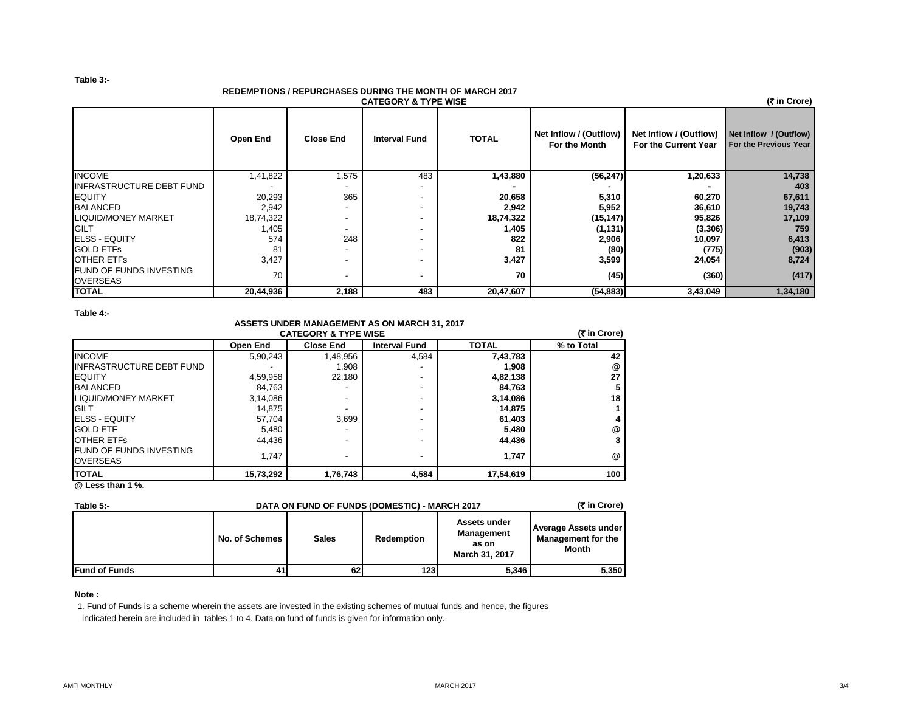**Table 3:-**

**REDEMPTIONS / REPURCHASES DURING THE MONTH OF MARCH 2017**
**CATEGORY & TYPE WISE**

**(₹ in Crore)**

| | Open End | Close End | Interval Fund | TOTAL | Net Inflow / (Outflow) For the Month | Net Inflow / (Outflow) For the Current Year | Net Inflow / (Outflow) For the Previous Year |
|---|---|---|---|---|---|---|---|
| INCOME | 1,41,822 | 1,575 | 483 | **1,43,880** | **(56,247)** | **1,20,633** | **14,738** |
| INFRASTRUCTURE DEBT FUND | - | - | - | **-** | **-** | **-** | **403** |
| EQUITY | 20,293 | 365 | - | **20,658** | **5,310** | **60,270** | **67,611** |
| BALANCED | 2,942 | - | - | **2,942** | **5,952** | **36,610** | **19,743** |
| LIQUID/MONEY MARKET | 18,74,322 | - | - | **18,74,322** | **(15,147)** | **95,826** | **17,109** |
| GILT | 1,405 | - | - | **1,405** | **(1,131)** | **(3,306)** | **759** |
| ELSS - EQUITY | 574 | 248 | - | **822** | **2,906** | **10,097** | **6,413** |
| GOLD ETFs | 81 | - | - | **81** | **(80)** | **(775)** | **(903)** |
| OTHER ETFs | 3,427 | - | - | **3,427** | **3,599** | **24,054** | **8,724** |
| FUND OF FUNDS INVESTING OVERSEAS | 70 | - | - | **70** | **(45)** | **(360)** | **(417)** |
| **TOTAL** | **20,44,936** | **2,188** | **483** | **20,47,607** | **(54,883)** | **3,43,049** | **1,34,180** |

**Table 4:-**

**ASSETS UNDER MANAGEMENT AS ON MARCH 31, 2017**
**CATEGORY & TYPE WISE**

**(₹ in Crore)**

| | Open End | Close End | Interval Fund | TOTAL | % to Total |
|---|---|---|---|---|---|
| INCOME | 5,90,243 | 1,48,956 | 4,584 | **7,43,783** | **42** |
| INFRASTRUCTURE DEBT FUND | - | 1,908 | - | **1,908** | **@** |
| EQUITY | 4,59,958 | 22,180 | - | **4,82,138** | **27** |
| BALANCED | 84,763 | - | - | **84,763** | **5** |
| LIQUID/MONEY MARKET | 3,14,086 | - | - | **3,14,086** | **18** |
| GILT | 14,875 | - | - | **14,875** | **1** |
| ELSS - EQUITY | 57,704 | 3,699 | - | **61,403** | **4** |
| GOLD ETF | 5,480 | - | - | **5,480** | **@** |
| OTHER ETFs | 44,436 | - | - | **44,436** | **3** |
| FUND OF FUNDS INVESTING OVERSEAS | 1,747 | - | - | **1,747** | **@** |
| **TOTAL** | **15,73,292** | **1,76,743** | **4,584** | **17,54,619** | **100** |

**@ Less than 1 %.**

**Table 5:-** **DATA ON FUND OF FUNDS (DOMESTIC) - MARCH 2017** **(₹ in Crore)**

| | No. of Schemes | Sales | Redemption | Assets under Management as on March 31, 2017 | Average Assets under Management for the Month |
|---|---|---|---|---|---|
| **Fund of Funds** | **41** | **62** | **123** | **5,346** | **5,350** |

**Note :**

1. Fund of Funds is a scheme wherein the assets are invested in the existing schemes of mutual funds and hence, the figures indicated herein are included in tables 1 to 4. Data on fund of funds is given for information only.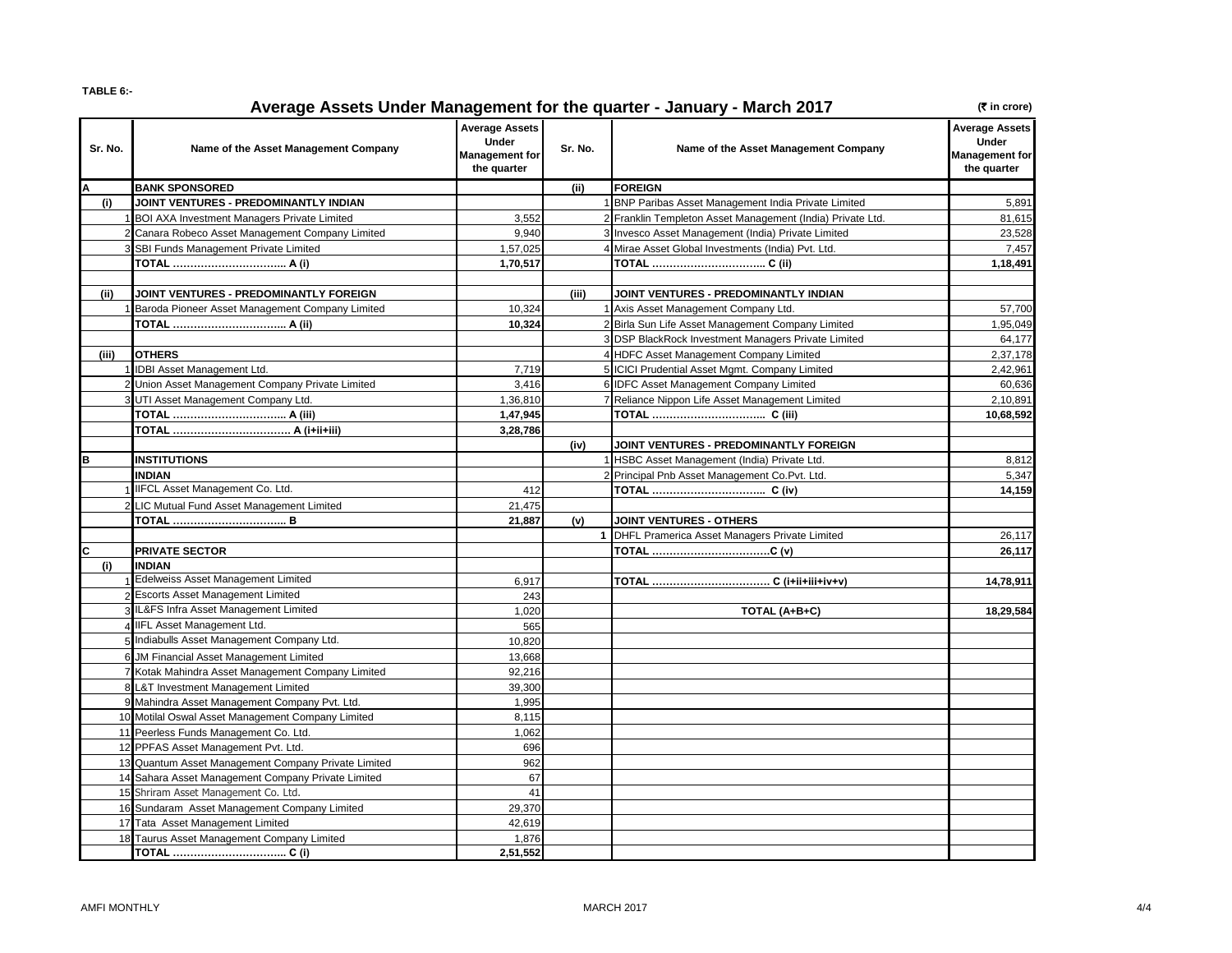**TABLE 6:-**

## Average Assets Under Management for the quarter - January - March 2017

(₹ in crore)

| Sr. No. | Name of the Asset Management Company | Average Assets Under Management for the quarter | Sr. No. | Name of the Asset Management Company | Average Assets Under Management for the quarter |
|---|---|---|---|---|---|
| A | **BANK SPONSORED** | | (ii) | **FOREIGN** | |
| (i) | **JOINT VENTURES - PREDOMINANTLY INDIAN** | | 1 | BNP Paribas Asset Management India Private Limited | 5,891 |
| 1 | BOI AXA Investment Managers Private Limited | 3,552 | 2 | Franklin Templeton Asset Management (India) Private Ltd. | 81,615 |
| 2 | Canara Robeco Asset Management Company Limited | 9,940 | 3 | Invesco Asset Management (India) Private Limited | 23,528 |
| 3 | SBI Funds Management Private Limited | 1,57,025 | 4 | Mirae Asset Global Investments (India) Pvt. Ltd. | 7,457 |
| | **TOTAL ………………………….. A (i)** | **1,70,517** | | **TOTAL ………………………….. C (ii)** | **1,18,491** |
| | | | | | |
| (ii) | **JOINT VENTURES - PREDOMINANTLY FOREIGN** | | (iii) | **JOINT VENTURES - PREDOMINANTLY INDIAN** | |
| 1 | Baroda Pioneer Asset Management Company Limited | 10,324 | 1 | Axis Asset Management Company Ltd. | 57,700 |
| | **TOTAL ………………………….. A (ii)** | **10,324** | 2 | Birla Sun Life Asset Management Company Limited | 1,95,049 |
| | | | 3 | DSP BlackRock Investment Managers Private Limited | 64,177 |
| (iii) | **OTHERS** | | 4 | HDFC Asset Management Company Limited | 2,37,178 |
| 1 | IDBI Asset Management Ltd. | 7,719 | 5 | ICICI Prudential Asset Mgmt. Company Limited | 2,42,961 |
| 2 | Union Asset Management Company Private Limited | 3,416 | 6 | IDFC Asset Management Company Limited | 60,636 |
| 3 | UTI Asset Management Company Ltd. | 1,36,810 | 7 | Reliance Nippon Life Asset Management Limited | 2,10,891 |
| | **TOTAL ………………………….. A (iii)** | **1,47,945** | | **TOTAL ………………………….. C (iii)** | **10,68,592** |
| | **TOTAL ……………………………. A (i+ii+iii)** | **3,28,786** | | | |
| | | | (iv) | **JOINT VENTURES - PREDOMINANTLY FOREIGN** | |
| B | **INSTITUTIONS** | | 1 | HSBC Asset Management (India) Private Ltd. | 8,812 |
| | **INDIAN** | | 2 | Principal Pnb Asset Management Co.Pvt. Ltd. | 5,347 |
| 1 | IIFCL Asset Management Co. Ltd. | 412 | | **TOTAL ………………………….. C (iv)** | **14,159** |
| 2 | LIC Mutual Fund Asset Management Limited | 21,475 | | | |
| | **TOTAL ………………………….. B** | **21,887** | (v) | **JOINT VENTURES - OTHERS** | |
| | | | 1 | DHFL Pramerica Asset Managers Private Limited | 26,117 |
| C | **PRIVATE SECTOR** | | | **TOTAL ……………………………C (v)** | **26,117** |
| (i) | **INDIAN** | | | | |
| 1 | Edelweiss Asset Management Limited | 6,917 | | **TOTAL ……………………………. C (i+ii+iii+iv+v)** | **14,78,911** |
| 2 | Escorts Asset Management Limited | 243 | | | |
| 3 | IL&FS Infra Asset Management Limited | 1,020 | | **TOTAL (A+B+C)** | **18,29,584** |
| 4 | IIFL Asset Management Ltd. | 565 | | | |
| 5 | Indiabulls Asset Management Company Ltd. | 10,820 | | | |
| 6 | JM Financial Asset Management Limited | 13,668 | | | |
| 7 | Kotak Mahindra Asset Management Company Limited | 92,216 | | | |
| 8 | L&T Investment Management Limited | 39,300 | | | |
| 9 | Mahindra Asset Management Company Pvt. Ltd. | 1,995 | | | |
| 10 | Motilal Oswal Asset Management Company Limited | 8,115 | | | |
| 11 | Peerless Funds Management Co. Ltd. | 1,062 | | | |
| 12 | PPFAS Asset Management Pvt. Ltd. | 696 | | | |
| 13 | Quantum Asset Management Company Private Limited | 962 | | | |
| 14 | Sahara Asset Management Company Private Limited | 67 | | | |
| 15 | Shriram Asset Management Co. Ltd. | 41 | | | |
| 16 | Sundaram Asset Management Company Limited | 29,370 | | | |
| 17 | Tata Asset Management Limited | 42,619 | | | |
| 18 | Taurus Asset Management Company Limited | 1,876 | | | |
| | **TOTAL ………………………….. C (i)** | **2,51,552** | | | |